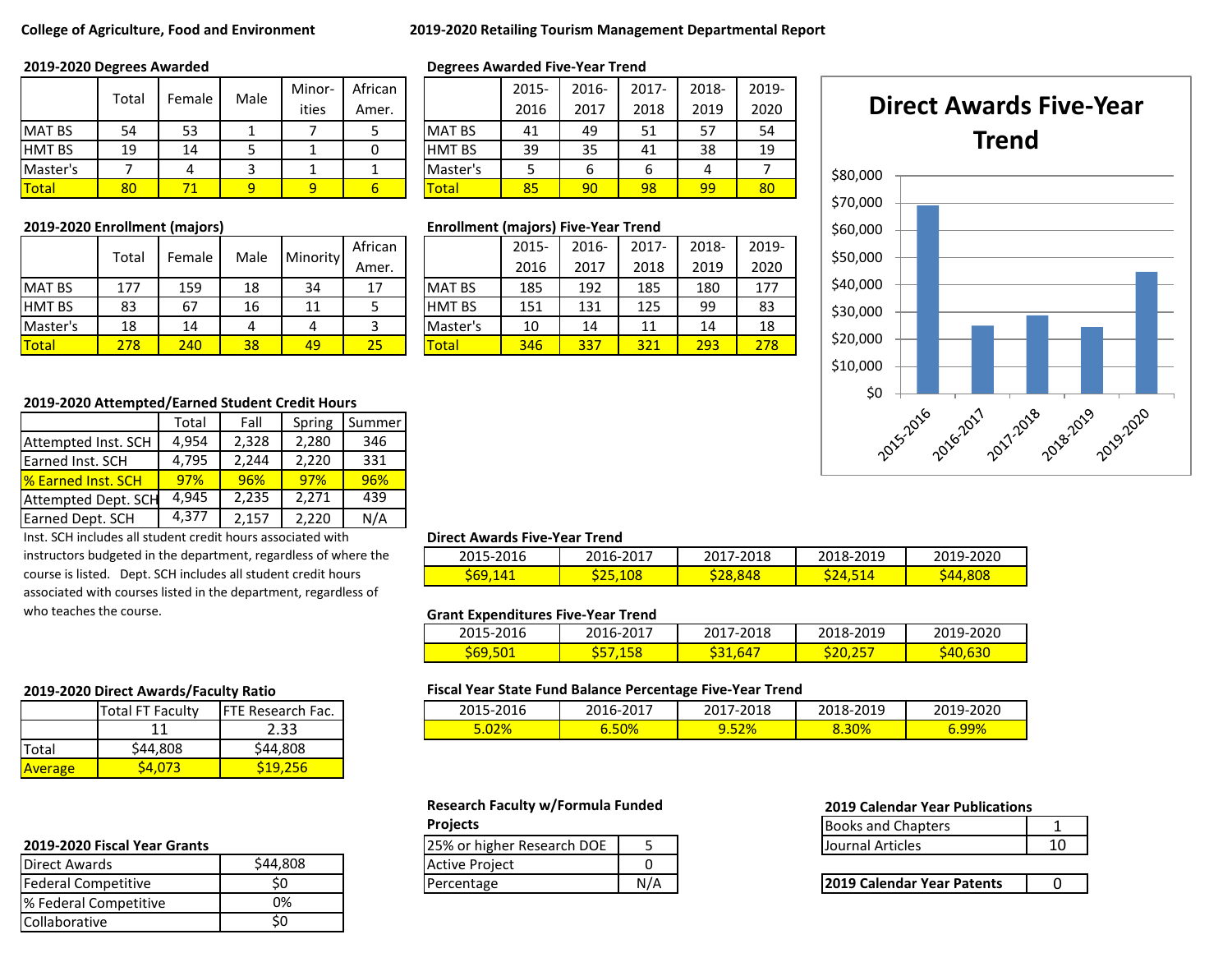**College of Agriculture, Food and Environment**

# 2019-2020 Retailing Tourism Management Departmental Report

### 2019-2020 Degrees Awarded

| | Total | Female | Male | Minorities | African Amer. |
|---|---|---|---|---|---|
| MAT BS | 54 | 53 | 1 | 7 | 5 |
| HMT BS | 19 | 14 | 5 | 1 | 0 |
| Master's | 7 | 4 | 3 | 1 | 1 |
| Total | 80 | 71 | 9 | 9 | 6 |

### Degrees Awarded Five-Year Trend

| | 2015-2016 | 2016-2017 | 2017-2018 | 2018-2019 | 2019-2020 |
|---|---|---|---|---|---|
| MAT BS | 41 | 49 | 51 | 57 | 54 |
| HMT BS | 39 | 35 | 41 | 38 | 19 |
| Master's | 5 | 6 | 6 | 4 | 7 |
| Total | 85 | 90 | 98 | 99 | 80 |

### Direct Awards Five-Year Trend

| Year | Direct Awards |
|---|---|
| 2015-2016 | ~$69,000 |
| 2016-2017 | ~$25,000 |
| 2017-2018 | ~$29,000 |
| 2018-2019 | ~$24,500 |
| 2019-2020 | ~$45,000 |

### 2019-2020 Enrollment (majors)

| | Total | Female | Male | Minority | African Amer. |
|---|---|---|---|---|---|
| MAT BS | 177 | 159 | 18 | 34 | 17 |
| HMT BS | 83 | 67 | 16 | 11 | 5 |
| Master's | 18 | 14 | 4 | 4 | 3 |
| Total | 278 | 240 | 38 | 49 | 25 |

### Enrollment (majors) Five-Year Trend

| | 2015-2016 | 2016-2017 | 2017-2018 | 2018-2019 | 2019-2020 |
|---|---|---|---|---|---|
| MAT BS | 185 | 192 | 185 | 180 | 177 |
| HMT BS | 151 | 131 | 125 | 99 | 83 |
| Master's | 10 | 14 | 11 | 14 | 18 |
| Total | 346 | 337 | 321 | 293 | 278 |

### 2019-2020 Attempted/Earned Student Credit Hours

| | Total | Fall | Spring | Summer |
|---|---|---|---|---|
| Attempted Inst. SCH | 4,954 | 2,328 | 2,280 | 346 |
| Earned Inst. SCH | 4,795 | 2,244 | 2,220 | 331 |
| % Earned Inst. SCH | 97% | 96% | 97% | 96% |
| Attempted Dept. SCH | 4,945 | 2,235 | 2,271 | 439 |
| Earned Dept. SCH | 4,377 | 2,157 | 2,220 | N/A |

Inst. SCH includes all student credit hours associated with instructors budgeted in the department, regardless of where the course is listed. Dept. SCH includes all student credit hours associated with courses listed in the department, regardless of who teaches the course.

### Direct Awards Five-Year Trend

| 2015-2016 | 2016-2017 | 2017-2018 | 2018-2019 | 2019-2020 |
|---|---|---|---|---|
| $69,141 | $25,108 | $28,848 | $24,514 | $44,808 |

### Grant Expenditures Five-Year Trend

| 2015-2016 | 2016-2017 | 2017-2018 | 2018-2019 | 2019-2020 |
|---|---|---|---|---|
| $69,501 | $57,158 | $31,647 | $20,257 | $40,630 |

### 2019-2020 Direct Awards/Faculty Ratio

| | Total FT Faculty | FTE Research Fac. |
|---|---|---|
| | 11 | 2.33 |
| Total | $44,808 | $44,808 |
| Average | $4,073 | $19,256 |

### Fiscal Year State Fund Balance Percentage Five-Year Trend

| 2015-2016 | 2016-2017 | 2017-2018 | 2018-2019 | 2019-2020 |
|---|---|---|---|---|
| 5.02% | 6.50% | 9.52% | 8.30% | 6.99% |

### Research Faculty w/Formula Funded Projects

| | |
|---|---|
| 25% or higher Research DOE | 5 |
| Active Project | 0 |
| Percentage | N/A |

### 2019 Calendar Year Publications

| | |
|---|---|
| Books and Chapters | 1 |
| Journal Articles | 10 |

| | |
|---|---|
| **2019 Calendar Year Patents** | 0 |

### 2019-2020 Fiscal Year Grants

| | |
|---|---|
| Direct Awards | $44,808 |
| Federal Competitive | $0 |
| % Federal Competitive | 0% |
| Collaborative | $0 |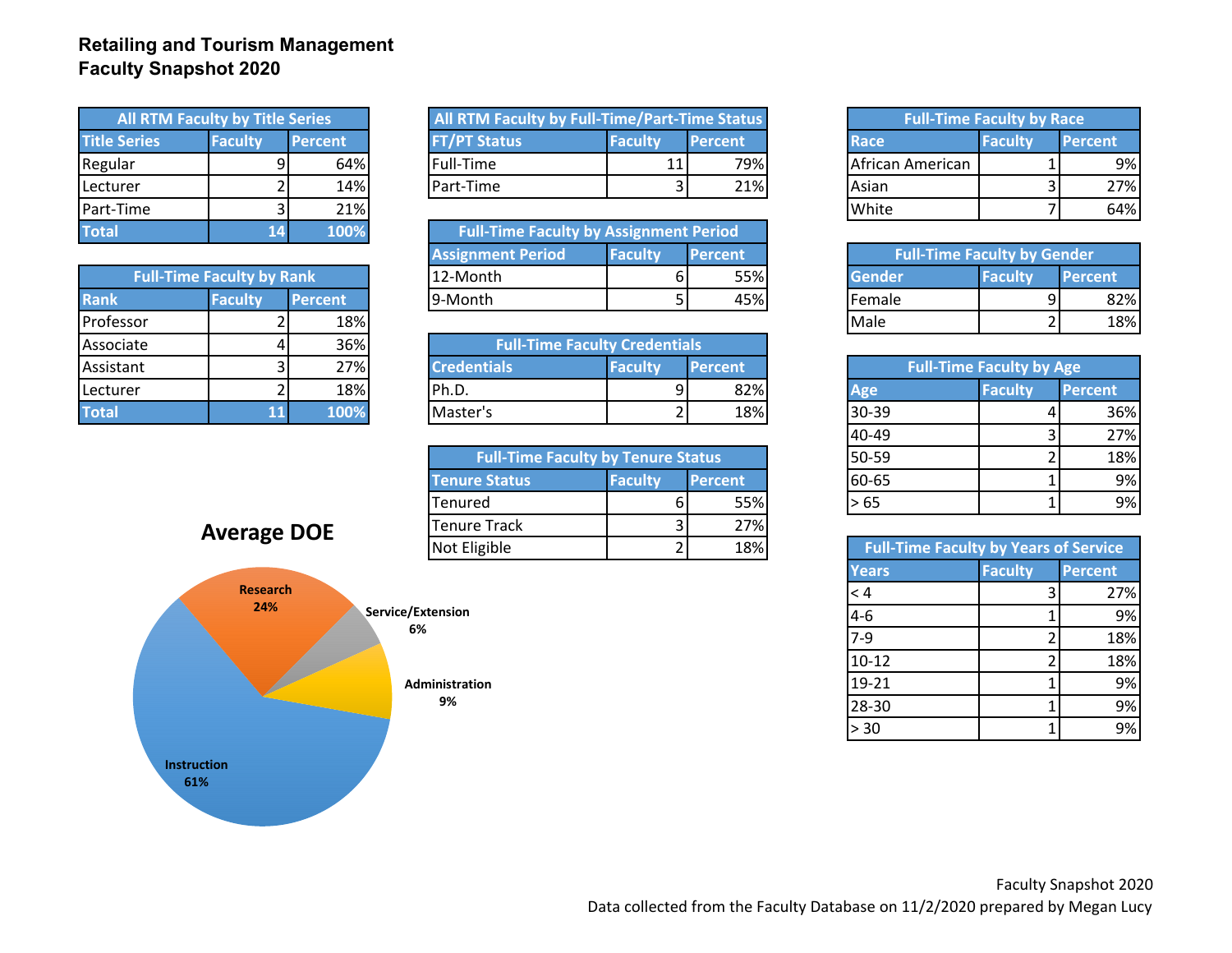# Retailing and Tourism Management Faculty Snapshot 2020

| All RTM Faculty by Title Series | | |
|---|---|---|
| Title Series | Faculty | Percent |
| Regular | 9 | 64% |
| Lecturer | 2 | 14% |
| Part-Time | 3 | 21% |
| **Total** | **14** | **100%** |

| Full-Time Faculty by Rank | | |
|---|---|---|
| Rank | Faculty | Percent |
| Professor | 2 | 18% |
| Associate | 4 | 36% |
| Assistant | 3 | 27% |
| Lecturer | 2 | 18% |
| **Total** | **11** | **100%** |

| All RTM Faculty by Full-Time/Part-Time Status | | |
|---|---|---|
| FT/PT Status | Faculty | Percent |
| Full-Time | 11 | 79% |
| Part-Time | 3 | 21% |

| Full-Time Faculty by Assignment Period | | |
|---|---|---|
| Assignment Period | Faculty | Percent |
| 12-Month | 6 | 55% |
| 9-Month | 5 | 45% |

| Full-Time Faculty Credentials | | |
|---|---|---|
| Credentials | Faculty | Percent |
| Ph.D. | 9 | 82% |
| Master's | 2 | 18% |

| Full-Time Faculty by Tenure Status | | |
|---|---|---|
| Tenure Status | Faculty | Percent |
| Tenured | 6 | 55% |
| Tenure Track | 3 | 27% |
| Not Eligible | 2 | 18% |

| Full-Time Faculty by Race | | |
|---|---|---|
| Race | Faculty | Percent |
| African American | 1 | 9% |
| Asian | 3 | 27% |
| White | 7 | 64% |

| Full-Time Faculty by Gender | | |
|---|---|---|
| Gender | Faculty | Percent |
| Female | 9 | 82% |
| Male | 2 | 18% |

| Full-Time Faculty by Age | | |
|---|---|---|
| Age | Faculty | Percent |
| 30-39 | 4 | 36% |
| 40-49 | 3 | 27% |
| 50-59 | 2 | 18% |
| 60-65 | 1 | 9% |
| > 65 | 1 | 9% |

| Full-Time Faculty by Years of Service | | |
|---|---|---|
| Years | Faculty | Percent |
| < 4 | 3 | 27% |
| 4-6 | 1 | 9% |
| 7-9 | 2 | 18% |
| 10-12 | 2 | 18% |
| 19-21 | 1 | 9% |
| 28-30 | 1 | 9% |
| > 30 | 1 | 9% |

## Average DOE

Research 24%

Service/Extension 6%

Administration 9%

Instruction 61%

Faculty Snapshot 2020

Data collected from the Faculty Database on 11/2/2020 prepared by Megan Lucy